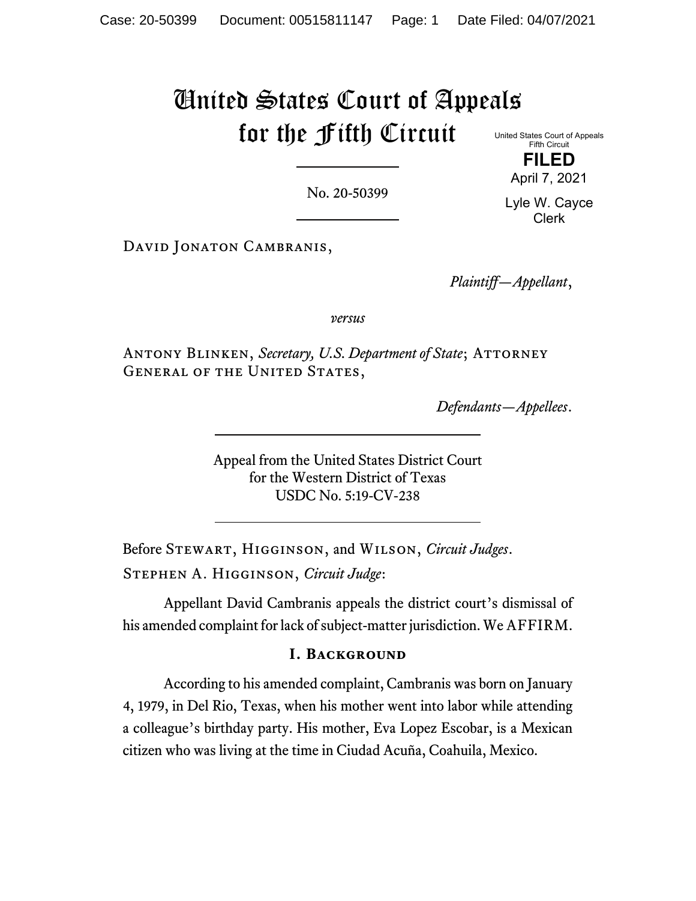# United States Court of Appeals for the Fifth Circuit

United States Court of Appeals
Fifth Circuit

**FILED**

April 7, 2021

Lyle W. Cayce
Clerk

No. 20-50399

David Jonaton Cambranis,

*Plaintiff—Appellant*,

*versus*

Antony Blinken, *Secretary, U.S. Department of State*; Attorney General of the United States,

*Defendants—Appellees*.

Appeal from the United States District Court
for the Western District of Texas
USDC No. 5:19-CV-238

Before Stewart, Higginson, and Wilson, *Circuit Judges*.

Stephen A. Higginson, *Circuit Judge*:

Appellant David Cambranis appeals the district court's dismissal of his amended complaint for lack of subject-matter jurisdiction. We AFFIRM.

## I. Background

According to his amended complaint, Cambranis was born on January 4, 1979, in Del Rio, Texas, when his mother went into labor while attending a colleague's birthday party. His mother, Eva Lopez Escobar, is a Mexican citizen who was living at the time in Ciudad Acuña, Coahuila, Mexico.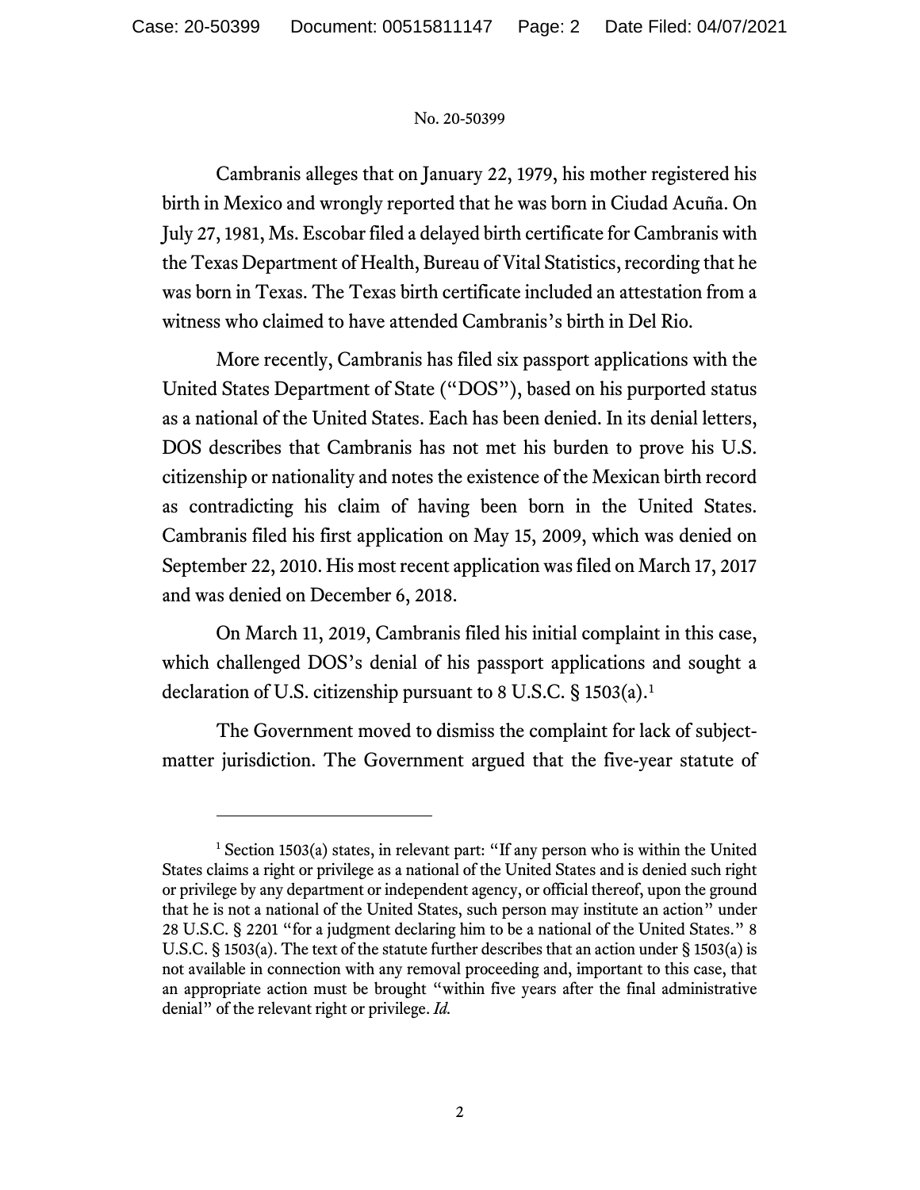Cambranis alleges that on January 22, 1979, his mother registered his birth in Mexico and wrongly reported that he was born in Ciudad Acuña. On July 27, 1981, Ms. Escobar filed a delayed birth certificate for Cambranis with the Texas Department of Health, Bureau of Vital Statistics, recording that he was born in Texas. The Texas birth certificate included an attestation from a witness who claimed to have attended Cambranis's birth in Del Rio.

More recently, Cambranis has filed six passport applications with the United States Department of State ("DOS"), based on his purported status as a national of the United States. Each has been denied. In its denial letters, DOS describes that Cambranis has not met his burden to prove his U.S. citizenship or nationality and notes the existence of the Mexican birth record as contradicting his claim of having been born in the United States. Cambranis filed his first application on May 15, 2009, which was denied on September 22, 2010. His most recent application was filed on March 17, 2017 and was denied on December 6, 2018.

On March 11, 2019, Cambranis filed his initial complaint in this case, which challenged DOS's denial of his passport applications and sought a declaration of U.S. citizenship pursuant to 8 U.S.C. § 1503(a).[1]

The Government moved to dismiss the complaint for lack of subject-matter jurisdiction. The Government argued that the five-year statute of

---

[1] Section 1503(a) states, in relevant part: "If any person who is within the United States claims a right or privilege as a national of the United States and is denied such right or privilege by any department or independent agency, or official thereof, upon the ground that he is not a national of the United States, such person may institute an action" under 28 U.S.C. § 2201 "for a judgment declaring him to be a national of the United States." 8 U.S.C. § 1503(a). The text of the statute further describes that an action under § 1503(a) is not available in connection with any removal proceeding and, important to this case, that an appropriate action must be brought "within five years after the final administrative denial" of the relevant right or privilege. *Id.*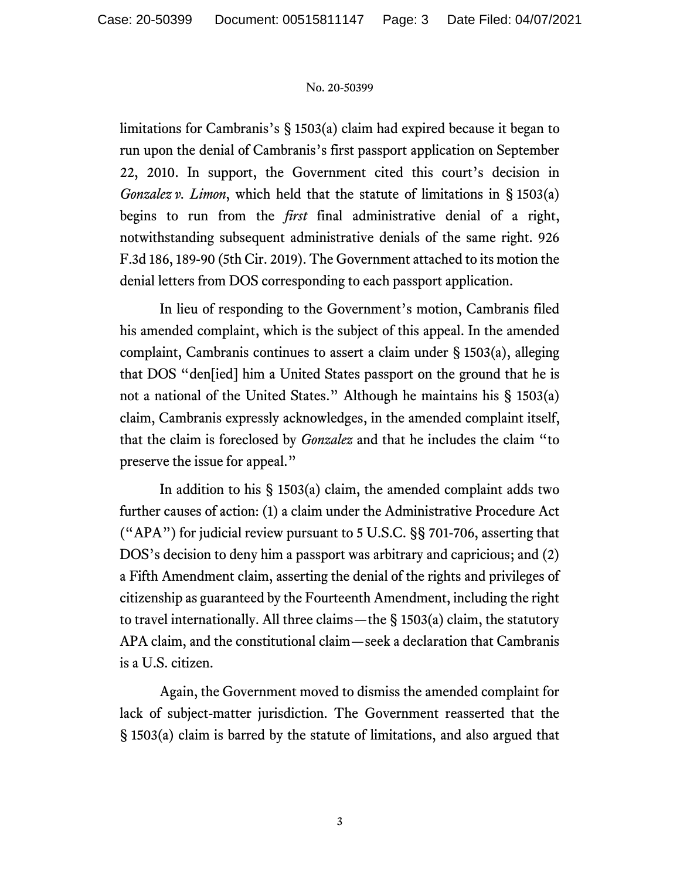limitations for Cambranis's § 1503(a) claim had expired because it began to run upon the denial of Cambranis's first passport application on September 22, 2010. In support, the Government cited this court's decision in *Gonzalez v. Limon*, which held that the statute of limitations in § 1503(a) begins to run from the *first* final administrative denial of a right, notwithstanding subsequent administrative denials of the same right. 926 F.3d 186, 189-90 (5th Cir. 2019). The Government attached to its motion the denial letters from DOS corresponding to each passport application.

In lieu of responding to the Government's motion, Cambranis filed his amended complaint, which is the subject of this appeal. In the amended complaint, Cambranis continues to assert a claim under § 1503(a), alleging that DOS "den[ied] him a United States passport on the ground that he is not a national of the United States." Although he maintains his § 1503(a) claim, Cambranis expressly acknowledges, in the amended complaint itself, that the claim is foreclosed by *Gonzalez* and that he includes the claim "to preserve the issue for appeal."

In addition to his § 1503(a) claim, the amended complaint adds two further causes of action: (1) a claim under the Administrative Procedure Act ("APA") for judicial review pursuant to 5 U.S.C. §§ 701-706, asserting that DOS's decision to deny him a passport was arbitrary and capricious; and (2) a Fifth Amendment claim, asserting the denial of the rights and privileges of citizenship as guaranteed by the Fourteenth Amendment, including the right to travel internationally. All three claims—the § 1503(a) claim, the statutory APA claim, and the constitutional claim—seek a declaration that Cambranis is a U.S. citizen.

Again, the Government moved to dismiss the amended complaint for lack of subject-matter jurisdiction. The Government reasserted that the § 1503(a) claim is barred by the statute of limitations, and also argued that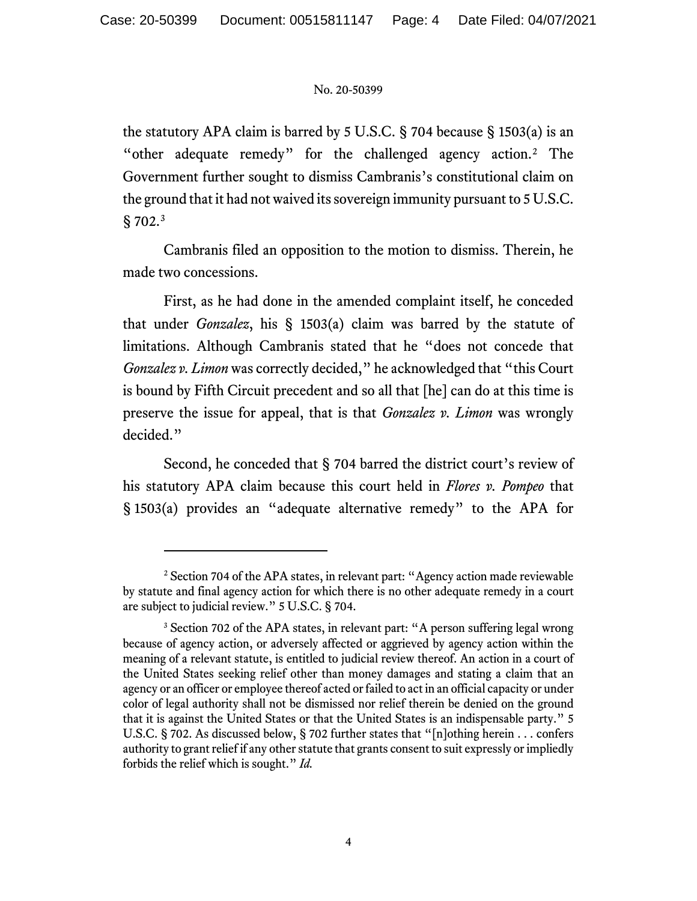the statutory APA claim is barred by 5 U.S.C. § 704 because § 1503(a) is an "other adequate remedy" for the challenged agency action.[2] The Government further sought to dismiss Cambranis's constitutional claim on the ground that it had not waived its sovereign immunity pursuant to 5 U.S.C. § 702.[3]

Cambranis filed an opposition to the motion to dismiss. Therein, he made two concessions.

First, as he had done in the amended complaint itself, he conceded that under *Gonzalez*, his § 1503(a) claim was barred by the statute of limitations. Although Cambranis stated that he "does not concede that *Gonzalez v. Limon* was correctly decided," he acknowledged that "this Court is bound by Fifth Circuit precedent and so all that [he] can do at this time is preserve the issue for appeal, that is that *Gonzalez v. Limon* was wrongly decided."

Second, he conceded that § 704 barred the district court's review of his statutory APA claim because this court held in *Flores v. Pompeo* that § 1503(a) provides an "adequate alternative remedy" to the APA for

---

[2] Section 704 of the APA states, in relevant part: "Agency action made reviewable by statute and final agency action for which there is no other adequate remedy in a court are subject to judicial review." 5 U.S.C. § 704.

[3] Section 702 of the APA states, in relevant part: "A person suffering legal wrong because of agency action, or adversely affected or aggrieved by agency action within the meaning of a relevant statute, is entitled to judicial review thereof. An action in a court of the United States seeking relief other than money damages and stating a claim that an agency or an officer or employee thereof acted or failed to act in an official capacity or under color of legal authority shall not be dismissed nor relief therein be denied on the ground that it is against the United States or that the United States is an indispensable party." 5 U.S.C. § 702. As discussed below, § 702 further states that "[n]othing herein . . . confers authority to grant relief if any other statute that grants consent to suit expressly or impliedly forbids the relief which is sought." *Id.*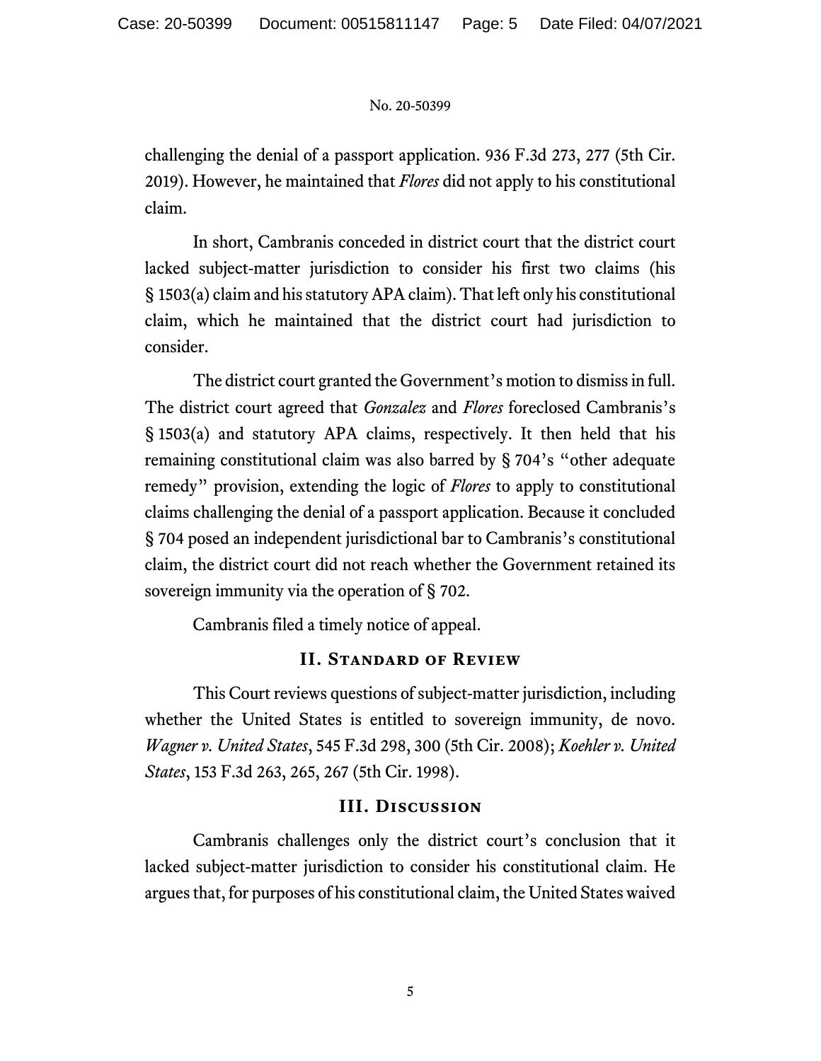challenging the denial of a passport application. 936 F.3d 273, 277 (5th Cir. 2019). However, he maintained that *Flores* did not apply to his constitutional claim.

In short, Cambranis conceded in district court that the district court lacked subject-matter jurisdiction to consider his first two claims (his § 1503(a) claim and his statutory APA claim). That left only his constitutional claim, which he maintained that the district court had jurisdiction to consider.

The district court granted the Government's motion to dismiss in full. The district court agreed that *Gonzalez* and *Flores* foreclosed Cambranis's § 1503(a) and statutory APA claims, respectively. It then held that his remaining constitutional claim was also barred by § 704's "other adequate remedy" provision, extending the logic of *Flores* to apply to constitutional claims challenging the denial of a passport application. Because it concluded § 704 posed an independent jurisdictional bar to Cambranis's constitutional claim, the district court did not reach whether the Government retained its sovereign immunity via the operation of § 702.

Cambranis filed a timely notice of appeal.

## II. Standard of Review

This Court reviews questions of subject-matter jurisdiction, including whether the United States is entitled to sovereign immunity, de novo. *Wagner v. United States*, 545 F.3d 298, 300 (5th Cir. 2008); *Koehler v. United States*, 153 F.3d 263, 265, 267 (5th Cir. 1998).

## III. Discussion

Cambranis challenges only the district court's conclusion that it lacked subject-matter jurisdiction to consider his constitutional claim. He argues that, for purposes of his constitutional claim, the United States waived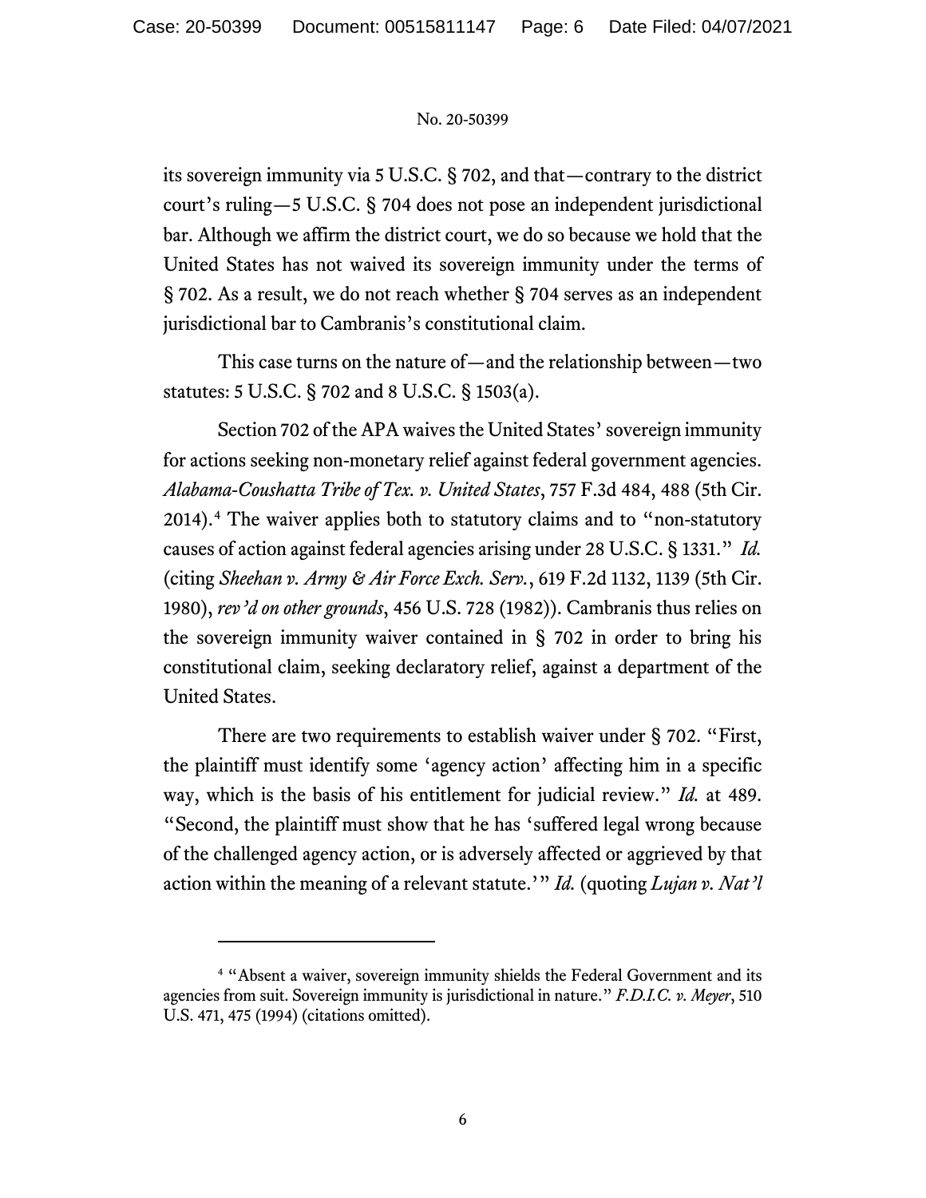its sovereign immunity via 5 U.S.C. § 702, and that—contrary to the district court's ruling—5 U.S.C. § 704 does not pose an independent jurisdictional bar. Although we affirm the district court, we do so because we hold that the United States has not waived its sovereign immunity under the terms of § 702. As a result, we do not reach whether § 704 serves as an independent jurisdictional bar to Cambranis's constitutional claim.

This case turns on the nature of—and the relationship between—two statutes: 5 U.S.C. § 702 and 8 U.S.C. § 1503(a).

Section 702 of the APA waives the United States' sovereign immunity for actions seeking non-monetary relief against federal government agencies. *Alabama-Coushatta Tribe of Tex. v. United States*, 757 F.3d 484, 488 (5th Cir. 2014).[4] The waiver applies both to statutory claims and to "non-statutory causes of action against federal agencies arising under 28 U.S.C. § 1331." *Id.* (citing *Sheehan v. Army & Air Force Exch. Serv.*, 619 F.2d 1132, 1139 (5th Cir. 1980), *rev'd on other grounds*, 456 U.S. 728 (1982)). Cambranis thus relies on the sovereign immunity waiver contained in § 702 in order to bring his constitutional claim, seeking declaratory relief, against a department of the United States.

There are two requirements to establish waiver under § 702. "First, the plaintiff must identify some 'agency action' affecting him in a specific way, which is the basis of his entitlement for judicial review." *Id.* at 489. "Second, the plaintiff must show that he has 'suffered legal wrong because of the challenged agency action, or is adversely affected or aggrieved by that action within the meaning of a relevant statute.'" *Id.* (quoting *Lujan v. Nat'l*

---

[4] "Absent a waiver, sovereign immunity shields the Federal Government and its agencies from suit. Sovereign immunity is jurisdictional in nature." *F.D.I.C. v. Meyer*, 510 U.S. 471, 475 (1994) (citations omitted).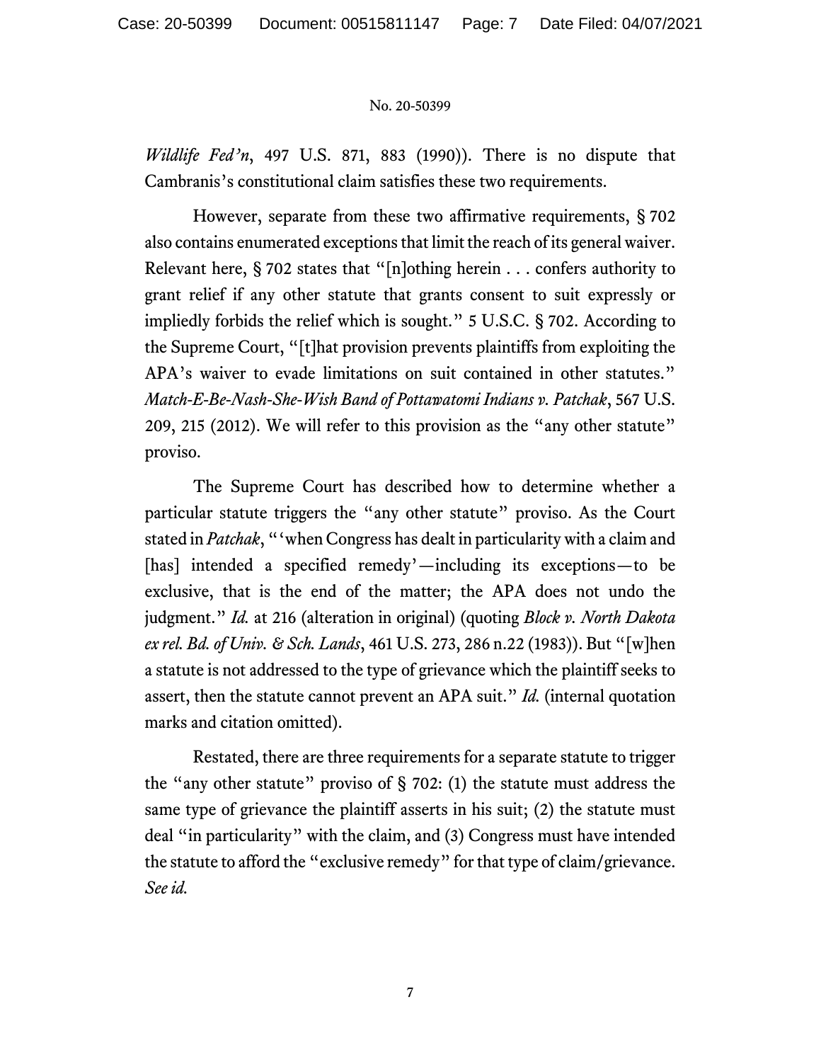*Wildlife Fed'n*, 497 U.S. 871, 883 (1990)). There is no dispute that Cambranis's constitutional claim satisfies these two requirements.

However, separate from these two affirmative requirements, § 702 also contains enumerated exceptions that limit the reach of its general waiver. Relevant here, § 702 states that "[n]othing herein . . . confers authority to grant relief if any other statute that grants consent to suit expressly or impliedly forbids the relief which is sought." 5 U.S.C. § 702. According to the Supreme Court, "[t]hat provision prevents plaintiffs from exploiting the APA's waiver to evade limitations on suit contained in other statutes." *Match-E-Be-Nash-She-Wish Band of Pottawatomi Indians v. Patchak*, 567 U.S. 209, 215 (2012). We will refer to this provision as the "any other statute" proviso.

The Supreme Court has described how to determine whether a particular statute triggers the "any other statute" proviso. As the Court stated in *Patchak*, "'when Congress has dealt in particularity with a claim and [has] intended a specified remedy'—including its exceptions—to be exclusive, that is the end of the matter; the APA does not undo the judgment." *Id.* at 216 (alteration in original) (quoting *Block v. North Dakota ex rel. Bd. of Univ. & Sch. Lands*, 461 U.S. 273, 286 n.22 (1983)). But "[w]hen a statute is not addressed to the type of grievance which the plaintiff seeks to assert, then the statute cannot prevent an APA suit." *Id.* (internal quotation marks and citation omitted).

Restated, there are three requirements for a separate statute to trigger the "any other statute" proviso of § 702: (1) the statute must address the same type of grievance the plaintiff asserts in his suit; (2) the statute must deal "in particularity" with the claim, and (3) Congress must have intended the statute to afford the "exclusive remedy" for that type of claim/grievance. *See id.*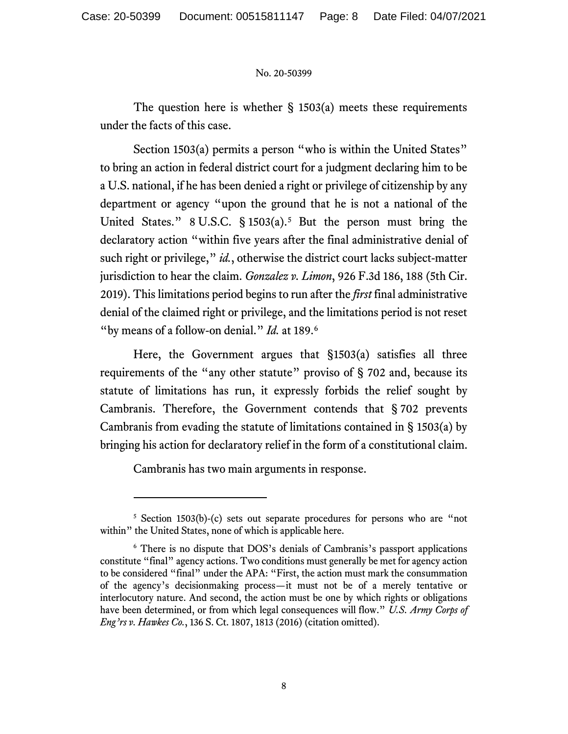The question here is whether § 1503(a) meets these requirements under the facts of this case.

Section 1503(a) permits a person "who is within the United States" to bring an action in federal district court for a judgment declaring him to be a U.S. national, if he has been denied a right or privilege of citizenship by any department or agency "upon the ground that he is not a national of the United States." 8 U.S.C. § 1503(a).[5] But the person must bring the declaratory action "within five years after the final administrative denial of such right or privilege," *id.*, otherwise the district court lacks subject-matter jurisdiction to hear the claim. *Gonzalez v. Limon*, 926 F.3d 186, 188 (5th Cir. 2019). This limitations period begins to run after the *first* final administrative denial of the claimed right or privilege, and the limitations period is not reset "by means of a follow-on denial." *Id.* at 189.[6]

Here, the Government argues that §1503(a) satisfies all three requirements of the "any other statute" proviso of § 702 and, because its statute of limitations has run, it expressly forbids the relief sought by Cambranis. Therefore, the Government contends that § 702 prevents Cambranis from evading the statute of limitations contained in § 1503(a) by bringing his action for declaratory relief in the form of a constitutional claim.

Cambranis has two main arguments in response.

---

[5] Section 1503(b)-(c) sets out separate procedures for persons who are "not within" the United States, none of which is applicable here.

[6] There is no dispute that DOS's denials of Cambranis's passport applications constitute "final" agency actions. Two conditions must generally be met for agency action to be considered "final" under the APA: "First, the action must mark the consummation of the agency's decisionmaking process—it must not be of a merely tentative or interlocutory nature. And second, the action must be one by which rights or obligations have been determined, or from which legal consequences will flow." *U.S. Army Corps of Eng'rs v. Hawkes Co.*, 136 S. Ct. 1807, 1813 (2016) (citation omitted).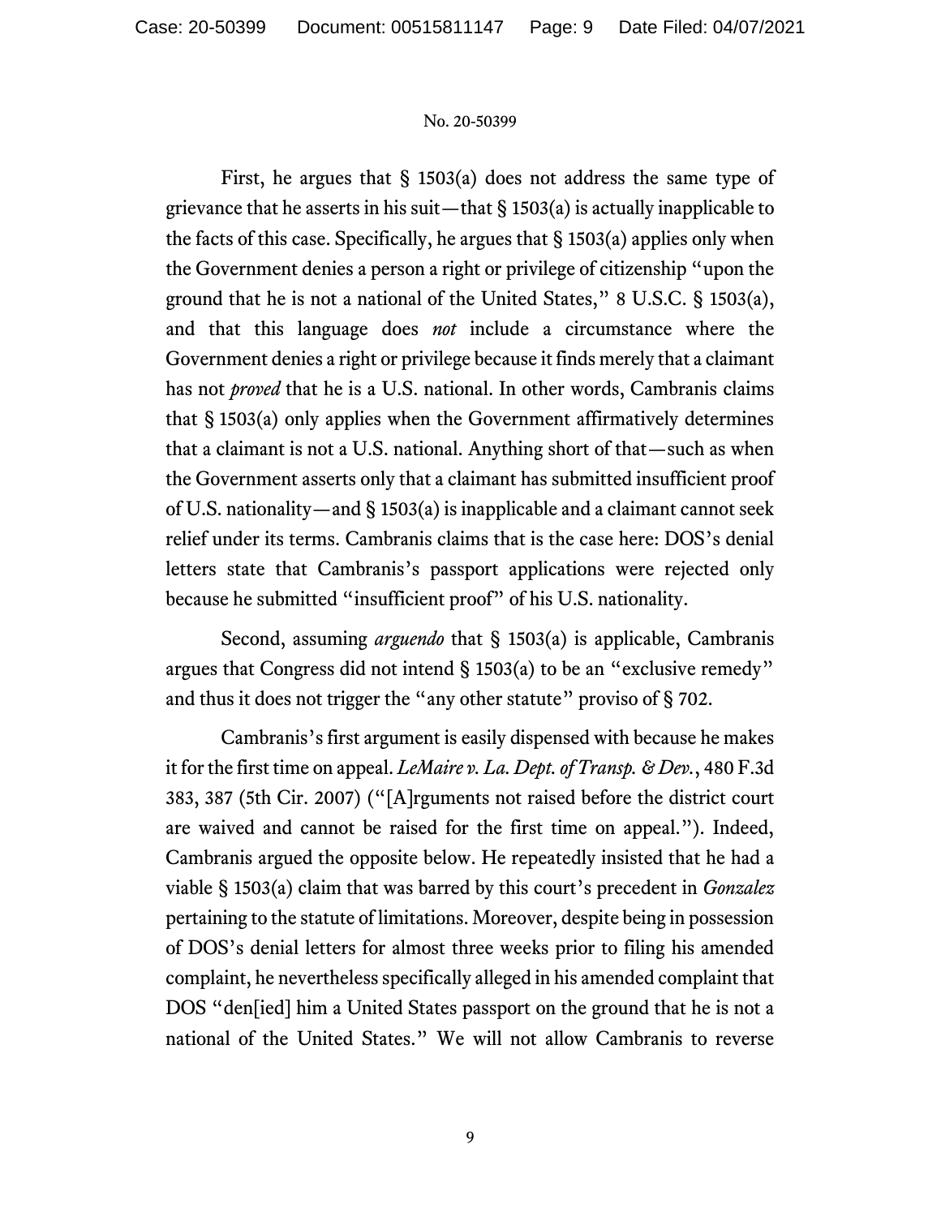First, he argues that § 1503(a) does not address the same type of grievance that he asserts in his suit—that § 1503(a) is actually inapplicable to the facts of this case. Specifically, he argues that § 1503(a) applies only when the Government denies a person a right or privilege of citizenship "upon the ground that he is not a national of the United States," 8 U.S.C. § 1503(a), and that this language does *not* include a circumstance where the Government denies a right or privilege because it finds merely that a claimant has not *proved* that he is a U.S. national. In other words, Cambranis claims that § 1503(a) only applies when the Government affirmatively determines that a claimant is not a U.S. national. Anything short of that—such as when the Government asserts only that a claimant has submitted insufficient proof of U.S. nationality—and § 1503(a) is inapplicable and a claimant cannot seek relief under its terms. Cambranis claims that is the case here: DOS's denial letters state that Cambranis's passport applications were rejected only because he submitted "insufficient proof" of his U.S. nationality.

Second, assuming *arguendo* that § 1503(a) is applicable, Cambranis argues that Congress did not intend § 1503(a) to be an "exclusive remedy" and thus it does not trigger the "any other statute" proviso of § 702.

Cambranis's first argument is easily dispensed with because he makes it for the first time on appeal. *LeMaire v. La. Dept. of Transp. & Dev.*, 480 F.3d 383, 387 (5th Cir. 2007) ("[A]rguments not raised before the district court are waived and cannot be raised for the first time on appeal."). Indeed, Cambranis argued the opposite below. He repeatedly insisted that he had a viable § 1503(a) claim that was barred by this court's precedent in *Gonzalez* pertaining to the statute of limitations. Moreover, despite being in possession of DOS's denial letters for almost three weeks prior to filing his amended complaint, he nevertheless specifically alleged in his amended complaint that DOS "den[ied] him a United States passport on the ground that he is not a national of the United States." We will not allow Cambranis to reverse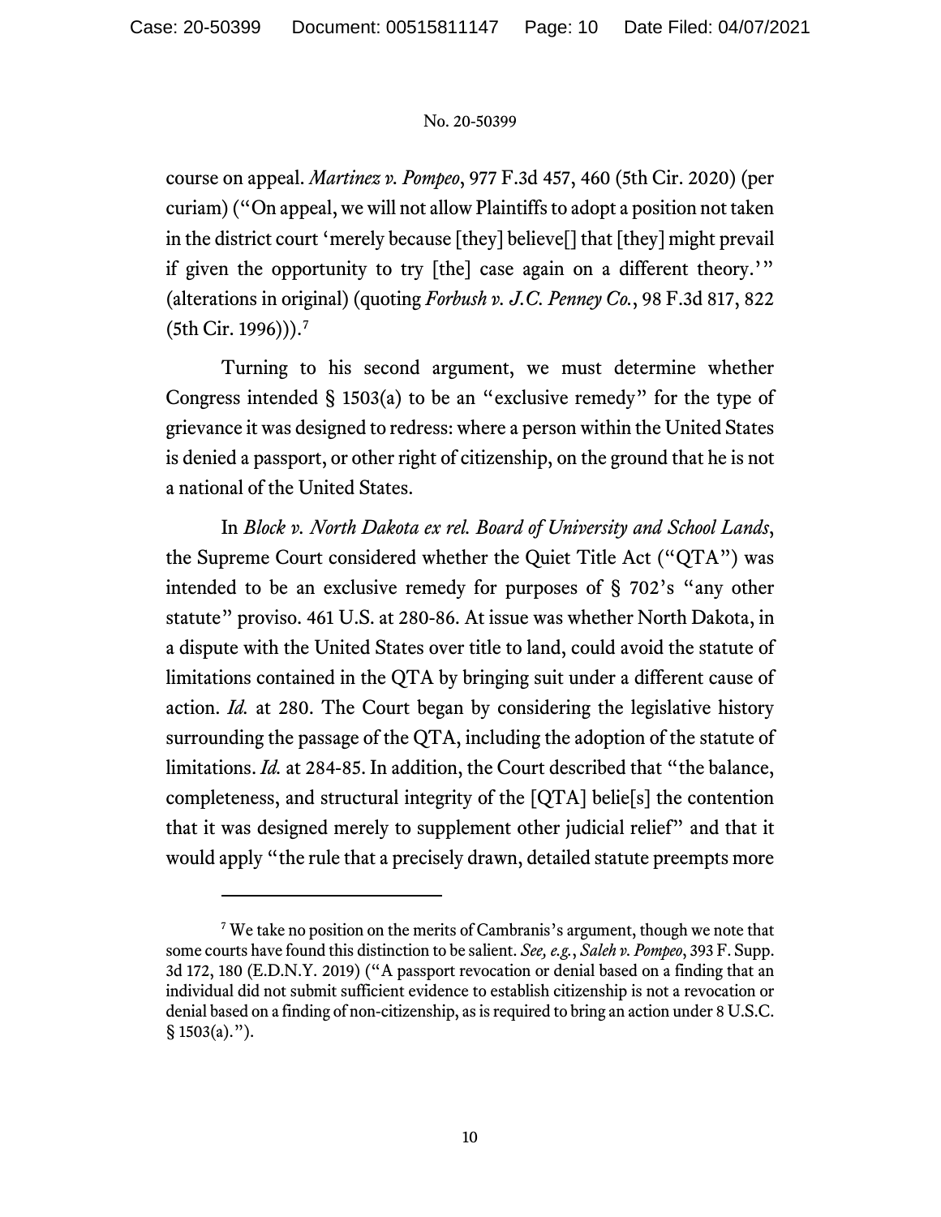course on appeal. *Martinez v. Pompeo*, 977 F.3d 457, 460 (5th Cir. 2020) (per curiam) ("On appeal, we will not allow Plaintiffs to adopt a position not taken in the district court 'merely because [they] believe[] that [they] might prevail if given the opportunity to try [the] case again on a different theory.'" (alterations in original) (quoting *Forbush v. J.C. Penney Co.*, 98 F.3d 817, 822 (5th Cir. 1996))).[7]

Turning to his second argument, we must determine whether Congress intended § 1503(a) to be an "exclusive remedy" for the type of grievance it was designed to redress: where a person within the United States is denied a passport, or other right of citizenship, on the ground that he is not a national of the United States.

In *Block v. North Dakota ex rel. Board of University and School Lands*, the Supreme Court considered whether the Quiet Title Act ("QTA") was intended to be an exclusive remedy for purposes of § 702's "any other statute" proviso. 461 U.S. at 280-86. At issue was whether North Dakota, in a dispute with the United States over title to land, could avoid the statute of limitations contained in the QTA by bringing suit under a different cause of action. *Id.* at 280. The Court began by considering the legislative history surrounding the passage of the QTA, including the adoption of the statute of limitations. *Id.* at 284-85. In addition, the Court described that "the balance, completeness, and structural integrity of the [QTA] belie[s] the contention that it was designed merely to supplement other judicial relief" and that it would apply "the rule that a precisely drawn, detailed statute preempts more

---

[7] We take no position on the merits of Cambranis's argument, though we note that some courts have found this distinction to be salient. *See, e.g.*, *Saleh v. Pompeo*, 393 F. Supp. 3d 172, 180 (E.D.N.Y. 2019) ("A passport revocation or denial based on a finding that an individual did not submit sufficient evidence to establish citizenship is not a revocation or denial based on a finding of non-citizenship, as is required to bring an action under 8 U.S.C. § 1503(a).").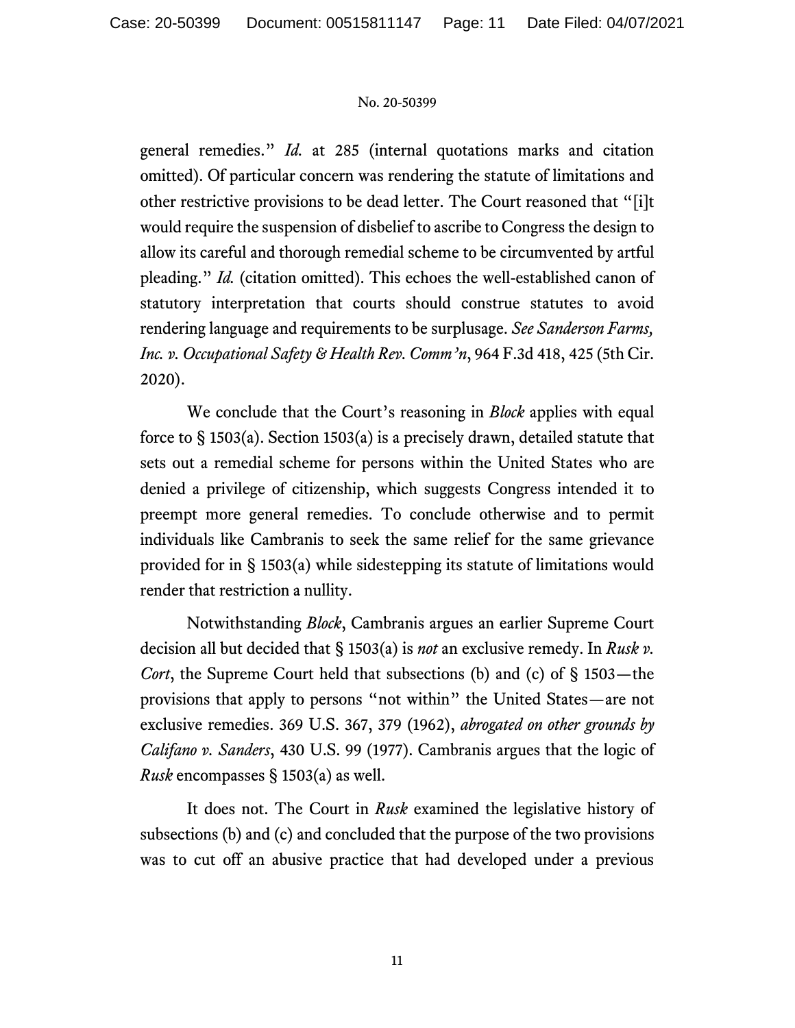general remedies." *Id.* at 285 (internal quotations marks and citation omitted). Of particular concern was rendering the statute of limitations and other restrictive provisions to be dead letter. The Court reasoned that "[i]t would require the suspension of disbelief to ascribe to Congress the design to allow its careful and thorough remedial scheme to be circumvented by artful pleading." *Id.* (citation omitted). This echoes the well-established canon of statutory interpretation that courts should construe statutes to avoid rendering language and requirements to be surplusage. *See Sanderson Farms, Inc. v. Occupational Safety & Health Rev. Comm'n*, 964 F.3d 418, 425 (5th Cir. 2020).

We conclude that the Court's reasoning in *Block* applies with equal force to § 1503(a). Section 1503(a) is a precisely drawn, detailed statute that sets out a remedial scheme for persons within the United States who are denied a privilege of citizenship, which suggests Congress intended it to preempt more general remedies. To conclude otherwise and to permit individuals like Cambranis to seek the same relief for the same grievance provided for in § 1503(a) while sidestepping its statute of limitations would render that restriction a nullity.

Notwithstanding *Block*, Cambranis argues an earlier Supreme Court decision all but decided that § 1503(a) is *not* an exclusive remedy. In *Rusk v. Cort*, the Supreme Court held that subsections (b) and (c) of § 1503—the provisions that apply to persons "not within" the United States—are not exclusive remedies. 369 U.S. 367, 379 (1962), *abrogated on other grounds by Califano v. Sanders*, 430 U.S. 99 (1977). Cambranis argues that the logic of *Rusk* encompasses § 1503(a) as well.

It does not. The Court in *Rusk* examined the legislative history of subsections (b) and (c) and concluded that the purpose of the two provisions was to cut off an abusive practice that had developed under a previous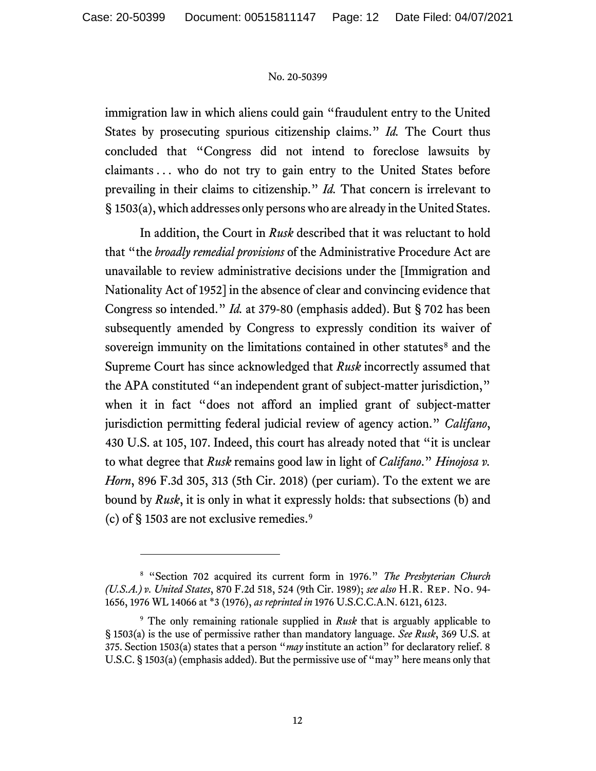immigration law in which aliens could gain "fraudulent entry to the United States by prosecuting spurious citizenship claims." *Id.* The Court thus concluded that "Congress did not intend to foreclose lawsuits by claimants . . . who do not try to gain entry to the United States before prevailing in their claims to citizenship." *Id.* That concern is irrelevant to § 1503(a), which addresses only persons who are already in the United States.

In addition, the Court in *Rusk* described that it was reluctant to hold that "the *broadly remedial provisions* of the Administrative Procedure Act are unavailable to review administrative decisions under the [Immigration and Nationality Act of 1952] in the absence of clear and convincing evidence that Congress so intended." *Id.* at 379-80 (emphasis added). But § 702 has been subsequently amended by Congress to expressly condition its waiver of sovereign immunity on the limitations contained in other statutes[8] and the Supreme Court has since acknowledged that *Rusk* incorrectly assumed that the APA constituted "an independent grant of subject-matter jurisdiction," when it in fact "does not afford an implied grant of subject-matter jurisdiction permitting federal judicial review of agency action." *Califano*, 430 U.S. at 105, 107. Indeed, this court has already noted that "it is unclear to what degree that *Rusk* remains good law in light of *Califano*." *Hinojosa v. Horn*, 896 F.3d 305, 313 (5th Cir. 2018) (per curiam). To the extent we are bound by *Rusk*, it is only in what it expressly holds: that subsections (b) and (c) of § 1503 are not exclusive remedies.[9]

---

[8] "Section 702 acquired its current form in 1976." *The Presbyterian Church (U.S.A.) v. United States*, 870 F.2d 518, 524 (9th Cir. 1989); *see also* H.R. REP. NO. 94-1656, 1976 WL 14066 at *3 (1976), *as reprinted in* 1976 U.S.C.C.A.N. 6121, 6123.

[9] The only remaining rationale supplied in *Rusk* that is arguably applicable to § 1503(a) is the use of permissive rather than mandatory language. *See Rusk*, 369 U.S. at 375. Section 1503(a) states that a person "*may* institute an action" for declaratory relief. 8 U.S.C. § 1503(a) (emphasis added). But the permissive use of "may" here means only that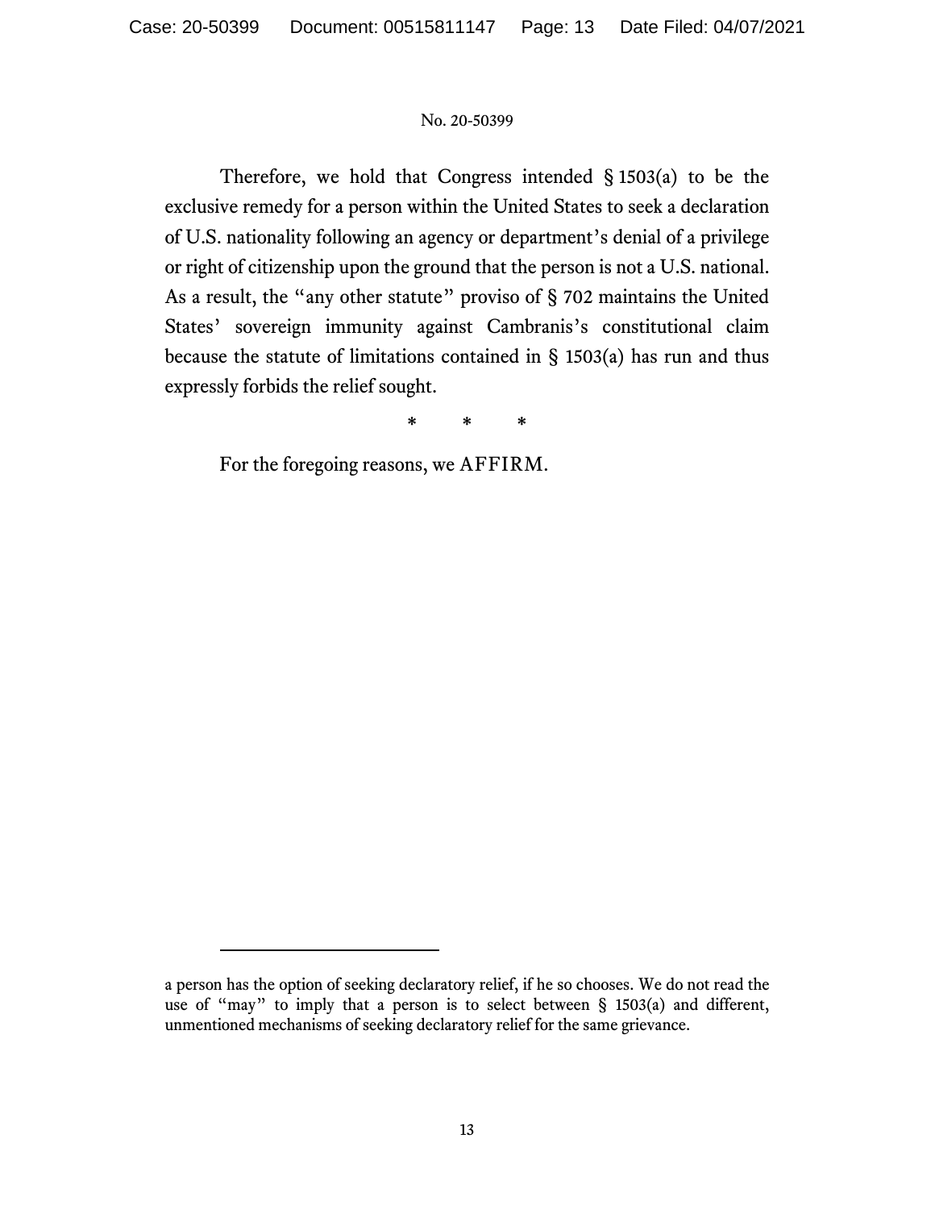Therefore, we hold that Congress intended § 1503(a) to be the exclusive remedy for a person within the United States to seek a declaration of U.S. nationality following an agency or department's denial of a privilege or right of citizenship upon the ground that the person is not a U.S. national. As a result, the "any other statute" proviso of § 702 maintains the United States' sovereign immunity against Cambranis's constitutional claim because the statute of limitations contained in § 1503(a) has run and thus expressly forbids the relief sought.

\* \* \*

For the foregoing reasons, we AFFIRM.

---

a person has the option of seeking declaratory relief, if he so chooses. We do not read the use of "may" to imply that a person is to select between § 1503(a) and different, unmentioned mechanisms of seeking declaratory relief for the same grievance.